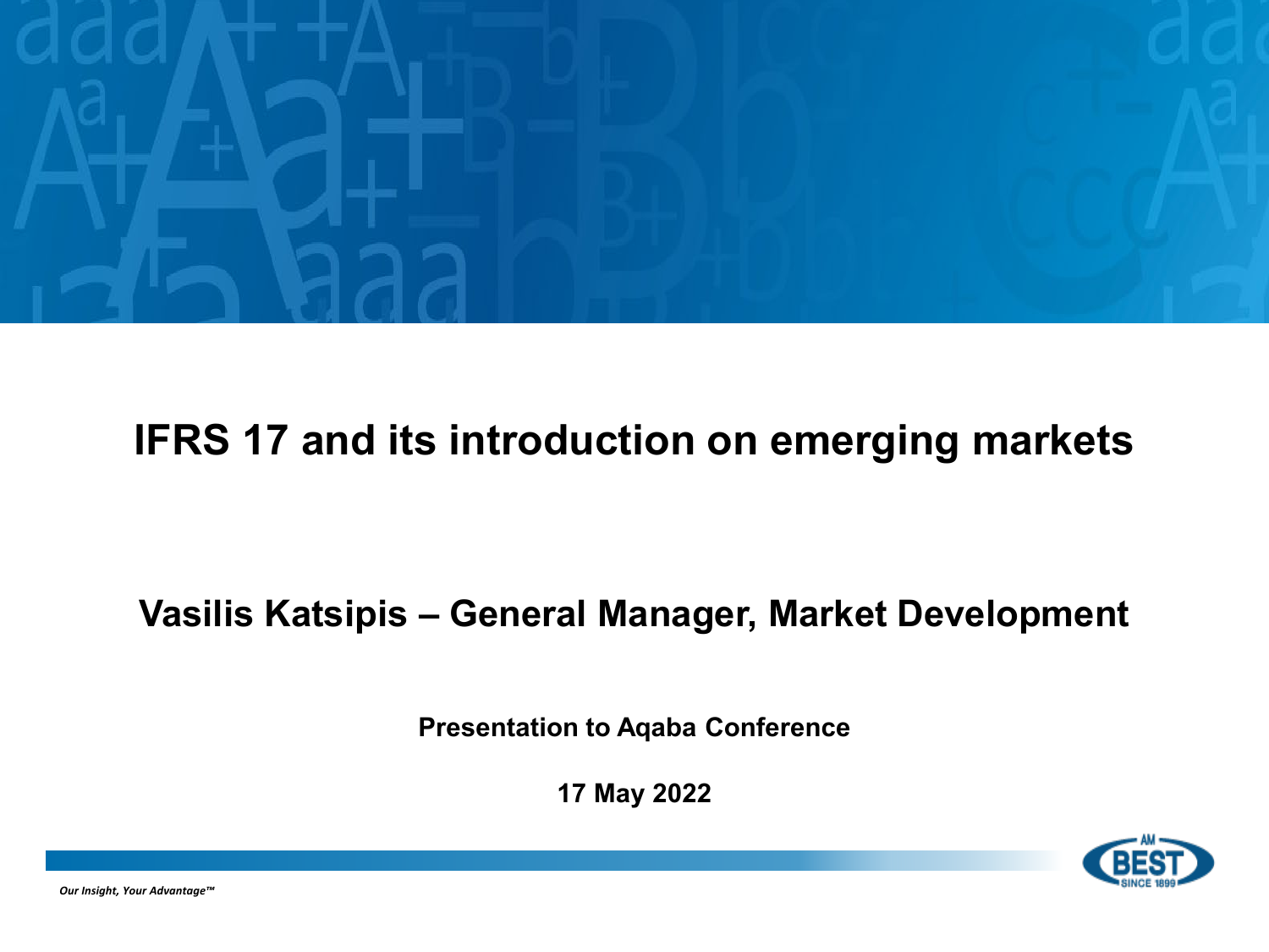# IFRS 17 and its introduction on emerging markets

## Vasilis Katsipis – General Manager, Market Development

**Presentation to Aqaba Conference**

**17 May 2022**

*Our Insight, Your Advantage™*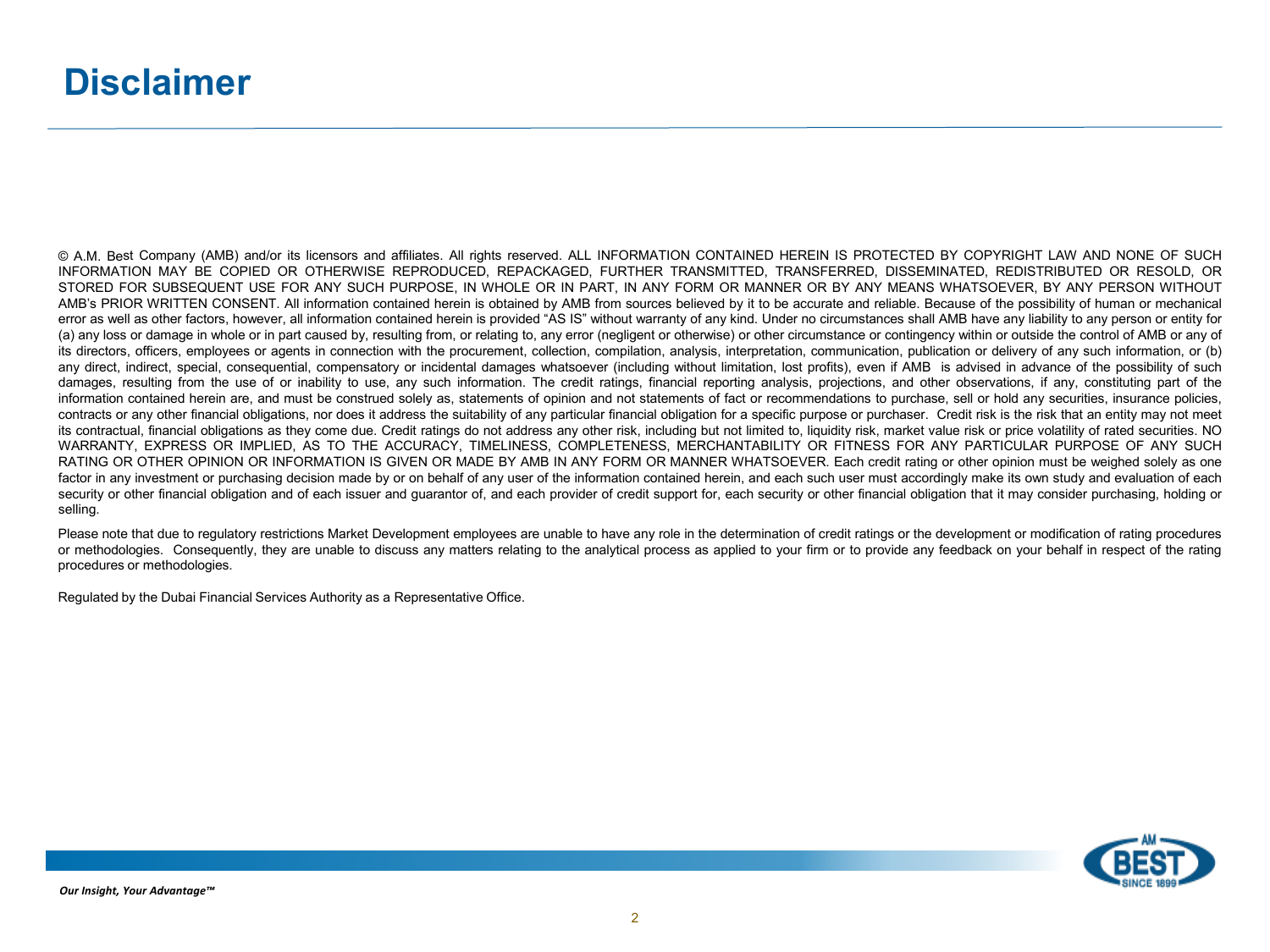# Disclaimer

© A.M. Best Company (AMB) and/or its licensors and affiliates. All rights reserved. ALL INFORMATION CONTAINED HEREIN IS PROTECTED BY COPYRIGHT LAW AND NONE OF SUCH INFORMATION MAY BE COPIED OR OTHERWISE REPRODUCED, REPACKAGED, FURTHER TRANSMITTED, TRANSFERRED, DISSEMINATED, REDISTRIBUTED OR RESOLD, OR STORED FOR SUBSEQUENT USE FOR ANY SUCH PURPOSE, IN WHOLE OR IN PART, IN ANY FORM OR MANNER OR BY ANY MEANS WHATSOEVER, BY ANY PERSON WITHOUT AMB's PRIOR WRITTEN CONSENT. All information contained herein is obtained by AMB from sources believed by it to be accurate and reliable. Because of the possibility of human or mechanical error as well as other factors, however, all information contained herein is provided "AS IS" without warranty of any kind. Under no circumstances shall AMB have any liability to any person or entity for (a) any loss or damage in whole or in part caused by, resulting from, or relating to, any error (negligent or otherwise) or other circumstance or contingency within or outside the control of AMB or any of its directors, officers, employees or agents in connection with the procurement, collection, compilation, analysis, interpretation, communication, publication or delivery of any such information, or (b) any direct, indirect, special, consequential, compensatory or incidental damages whatsoever (including without limitation, lost profits), even if AMB is advised in advance of the possibility of such damages, resulting from the use of or inability to use, any such information. The credit ratings, financial reporting analysis, projections, and other observations, if any, constituting part of the information contained herein are, and must be construed solely as, statements of opinion and not statements of fact or recommendations to purchase, sell or hold any securities, insurance policies, contracts or any other financial obligations, nor does it address the suitability of any particular financial obligation for a specific purpose or purchaser. Credit risk is the risk that an entity may not meet its contractual, financial obligations as they come due. Credit ratings do not address any other risk, including but not limited to, liquidity risk, market value risk or price volatility of rated securities. NO WARRANTY, EXPRESS OR IMPLIED, AS TO THE ACCURACY, TIMELINESS, COMPLETENESS, MERCHANTABILITY OR FITNESS FOR ANY PARTICULAR PURPOSE OF ANY SUCH RATING OR OTHER OPINION OR INFORMATION IS GIVEN OR MADE BY AMB IN ANY FORM OR MANNER WHATSOEVER. Each credit rating or other opinion must be weighed solely as one factor in any investment or purchasing decision made by or on behalf of any user of the information contained herein, and each such user must accordingly make its own study and evaluation of each security or other financial obligation and of each issuer and guarantor of, and each provider of credit support for, each security or other financial obligation that it may consider purchasing, holding or selling.

Please note that due to regulatory restrictions Market Development employees are unable to have any role in the determination of credit ratings or the development or modification of rating procedures or methodologies. Consequently, they are unable to discuss any matters relating to the analytical process as applied to your firm or to provide any feedback on your behalf in respect of the rating procedures or methodologies.

Regulated by the Dubai Financial Services Authority as a Representative Office.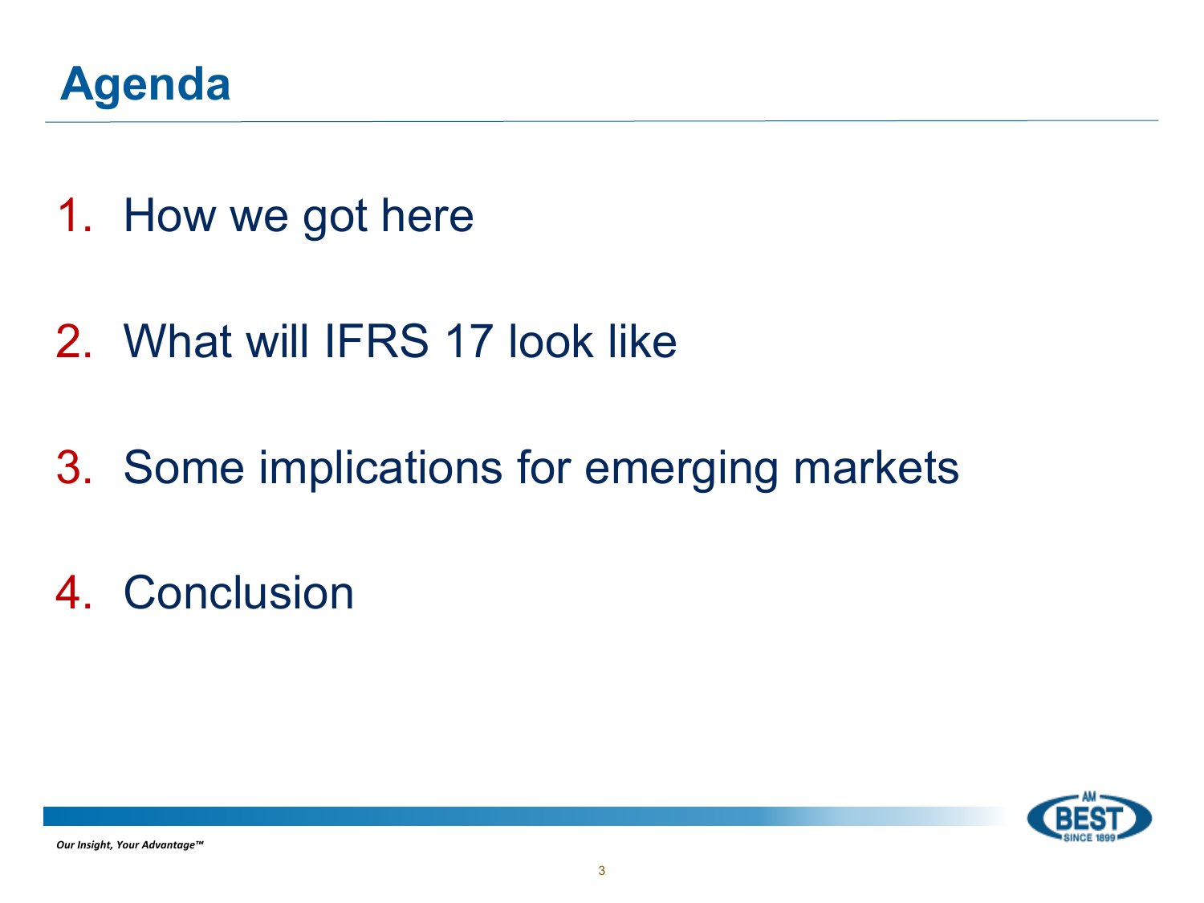# Agenda

1. How we got here
2. What will IFRS 17 look like
3. Some implications for emerging markets
4. Conclusion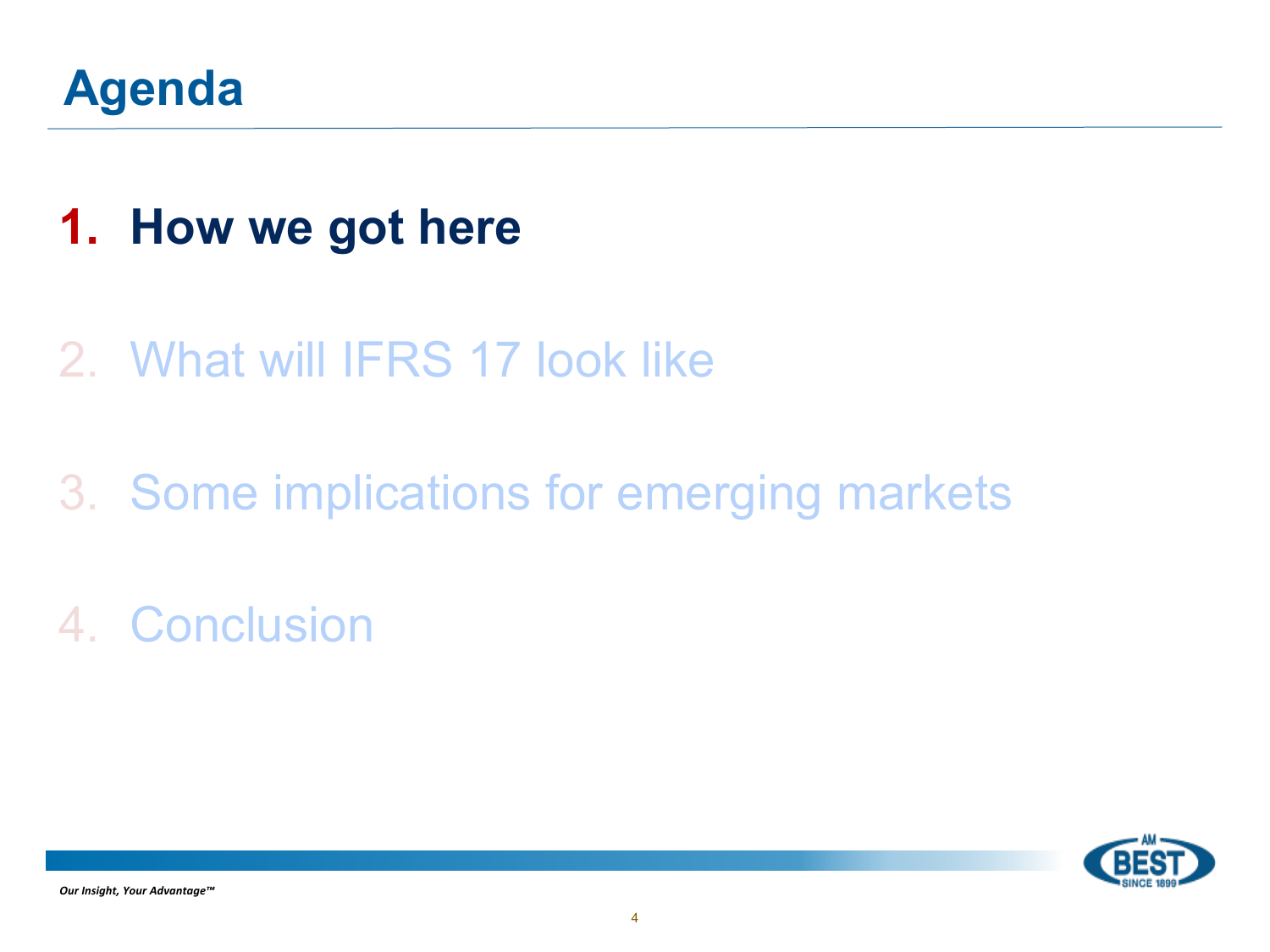# Agenda

1. **How we got here**
2. What will IFRS 17 look like
3. Some implications for emerging markets
4. Conclusion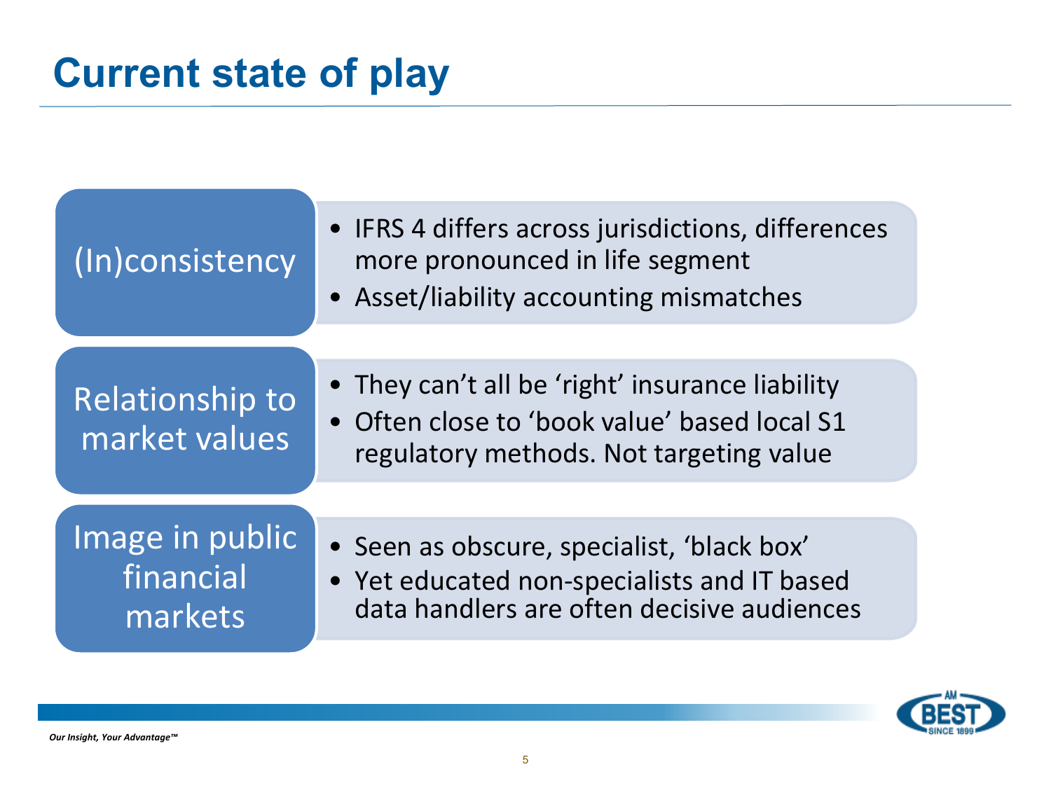# Current state of play

**(In)consistency**

- IFRS 4 differs across jurisdictions, differences more pronounced in life segment
- Asset/liability accounting mismatches

**Relationship to market values**

- They can't all be 'right' insurance liability
- Often close to 'book value' based local S1 regulatory methods. Not targeting value

**Image in public financial markets**

- Seen as obscure, specialist, 'black box'
- Yet educated non-specialists and IT based data handlers are often decisive audiences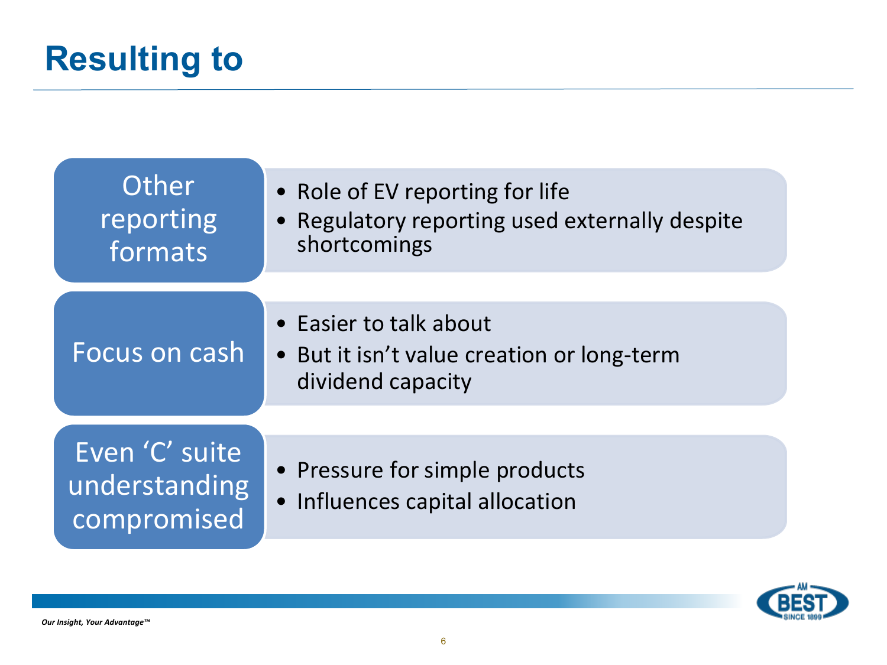# Resulting to

**Other reporting formats**

- Role of EV reporting for life
- Regulatory reporting used externally despite shortcomings

**Focus on cash**

- Easier to talk about
- But it isn't value creation or long-term dividend capacity

**Even 'C' suite understanding compromised**

- Pressure for simple products
- Influences capital allocation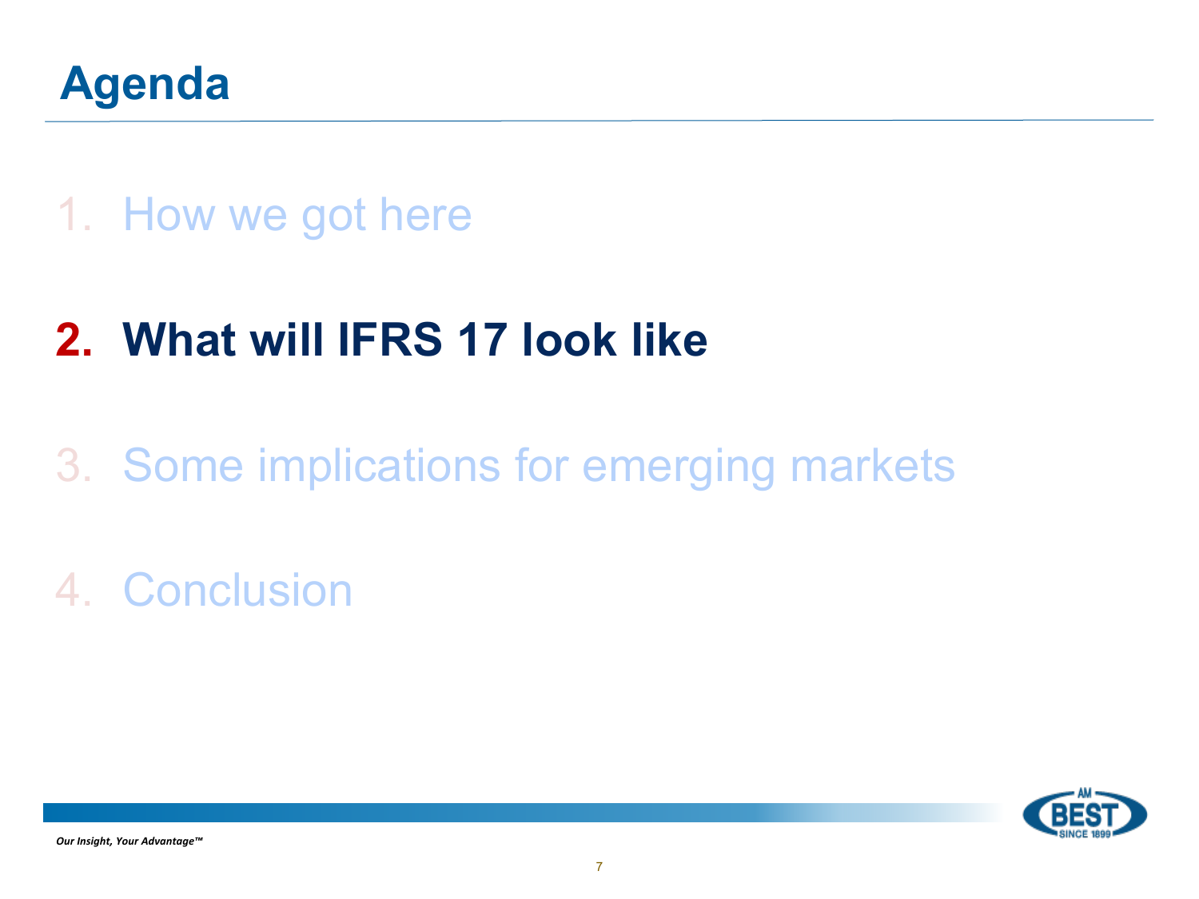# Agenda

1. How we got here
2. **What will IFRS 17 look like**
3. Some implications for emerging markets
4. Conclusion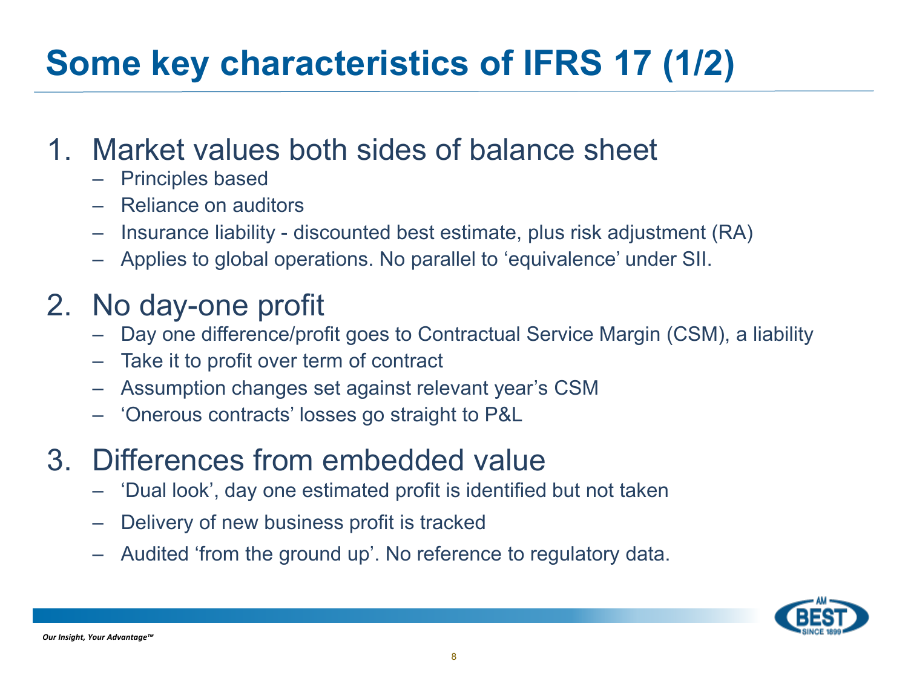# Some key characteristics of IFRS 17 (1/2)

1. Market values both sides of balance sheet
   - Principles based
   - Reliance on auditors
   - Insurance liability - discounted best estimate, plus risk adjustment (RA)
   - Applies to global operations. No parallel to 'equivalence' under SII.

2. No day-one profit
   - Day one difference/profit goes to Contractual Service Margin (CSM), a liability
   - Take it to profit over term of contract
   - Assumption changes set against relevant year's CSM
   - 'Onerous contracts' losses go straight to P&L

3. Differences from embedded value
   - 'Dual look', day one estimated profit is identified but not taken
   - Delivery of new business profit is tracked
   - Audited 'from the ground up'. No reference to regulatory data.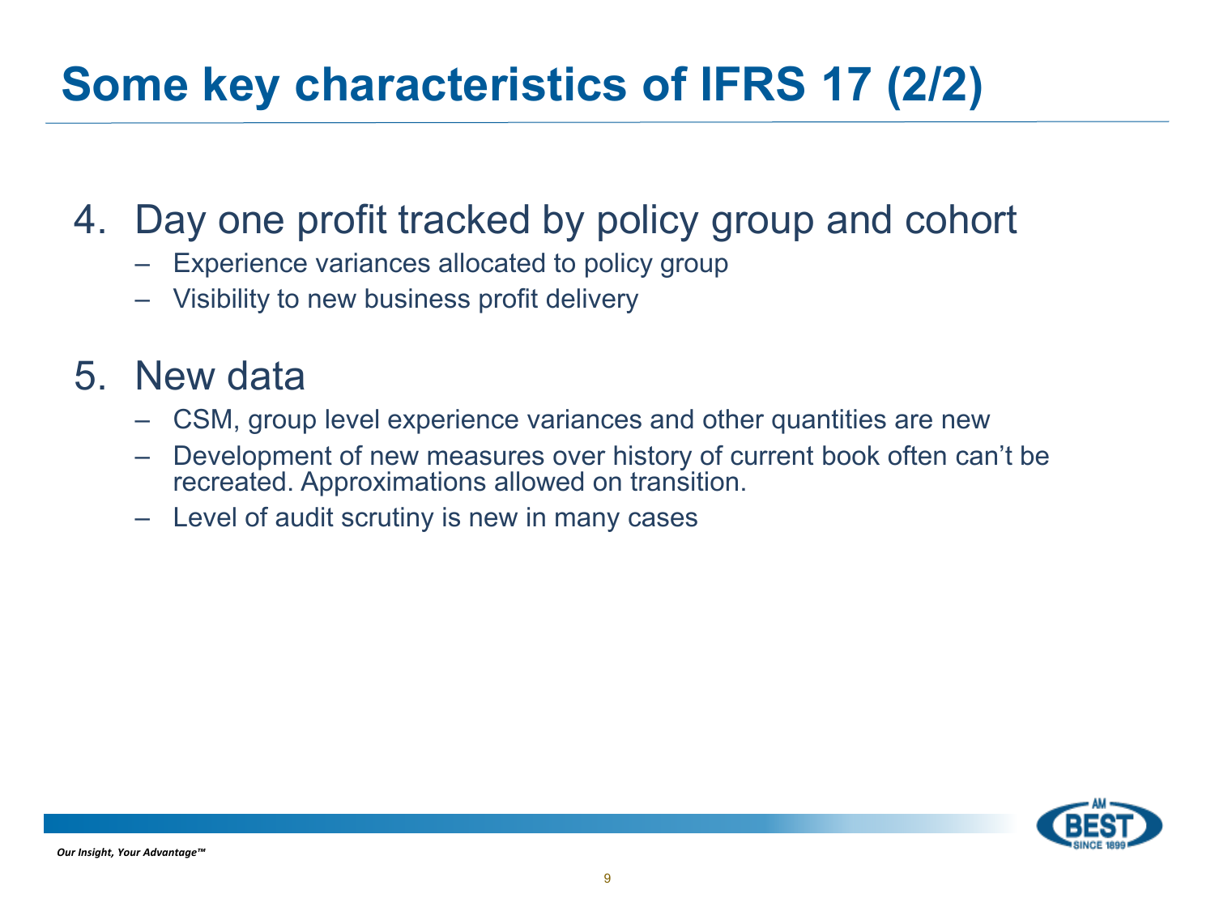# Some key characteristics of IFRS 17 (2/2)

4. Day one profit tracked by policy group and cohort
   - Experience variances allocated to policy group
   - Visibility to new business profit delivery

5. New data
   - CSM, group level experience variances and other quantities are new
   - Development of new measures over history of current book often can't be recreated. Approximations allowed on transition.
   - Level of audit scrutiny is new in many cases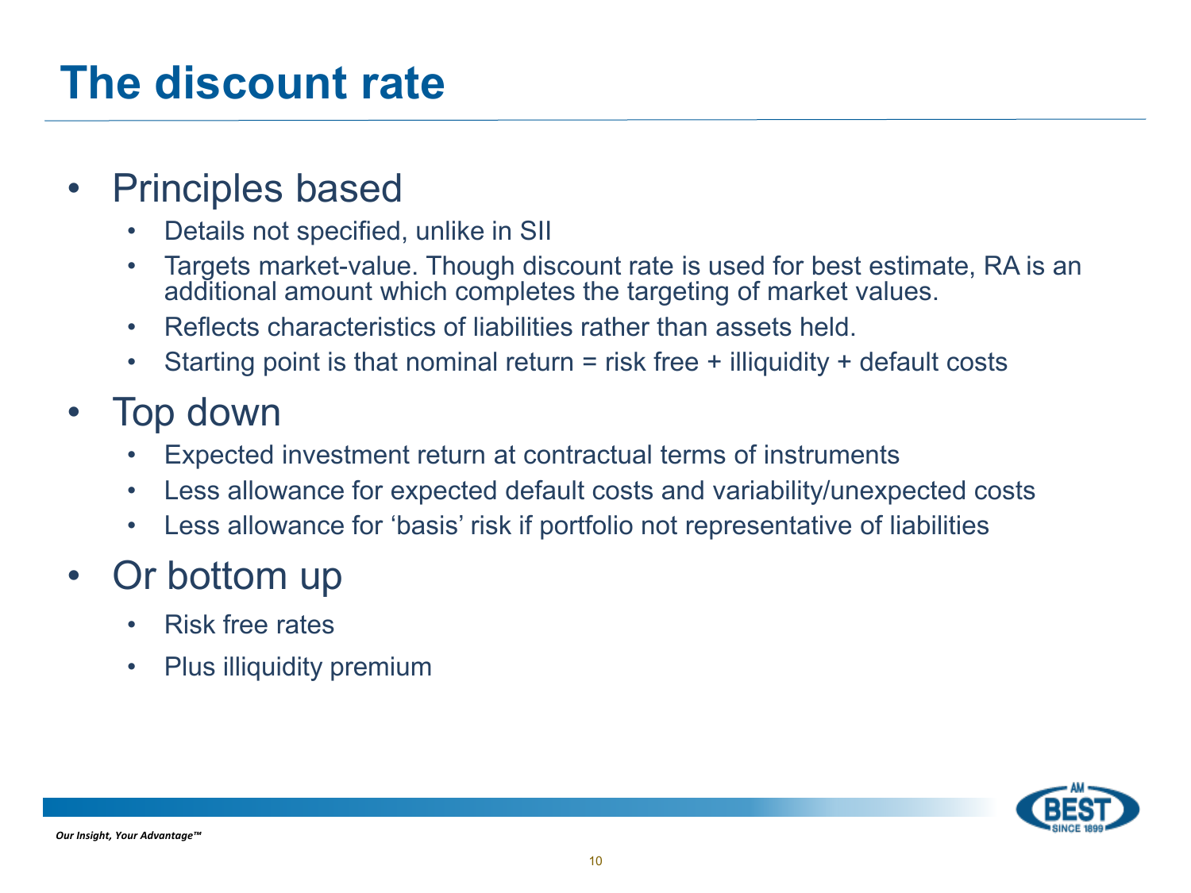# The discount rate

- Principles based
  - Details not specified, unlike in SII
  - Targets market-value. Though discount rate is used for best estimate, RA is an additional amount which completes the targeting of market values.
  - Reflects characteristics of liabilities rather than assets held.
  - Starting point is that nominal return = risk free + illiquidity + default costs
- Top down
  - Expected investment return at contractual terms of instruments
  - Less allowance for expected default costs and variability/unexpected costs
  - Less allowance for 'basis' risk if portfolio not representative of liabilities
- Or bottom up
  - Risk free rates
  - Plus illiquidity premium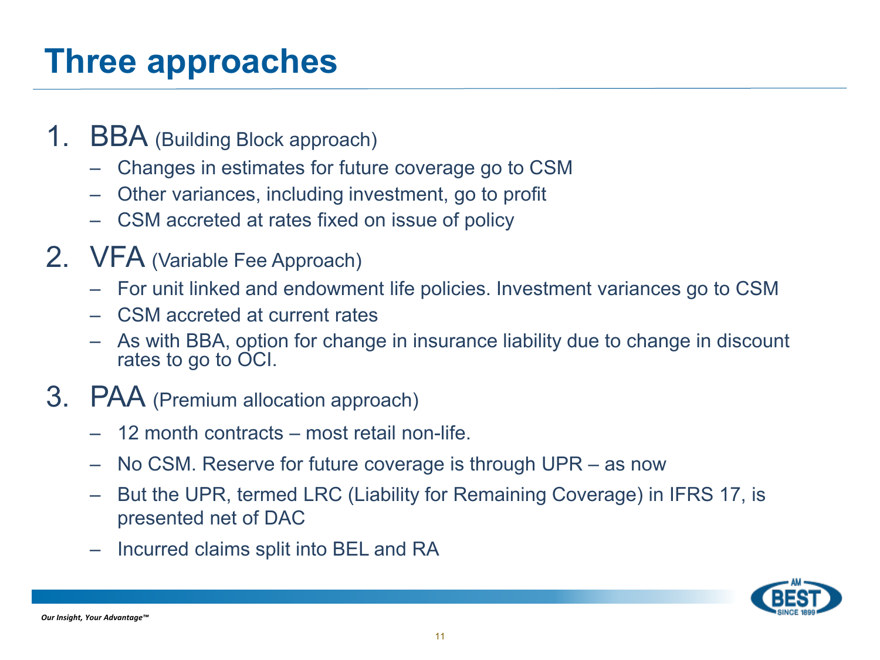# Three approaches

1. **BBA** (Building Block approach)
   - Changes in estimates for future coverage go to CSM
   - Other variances, including investment, go to profit
   - CSM accreted at rates fixed on issue of policy
2. **VFA** (Variable Fee Approach)
   - For unit linked and endowment life policies. Investment variances go to CSM
   - CSM accreted at current rates
   - As with BBA, option for change in insurance liability due to change in discount rates to go to OCI.
3. **PAA** (Premium allocation approach)
   - 12 month contracts – most retail non-life.
   - No CSM. Reserve for future coverage is through UPR – as now
   - But the UPR, termed LRC (Liability for Remaining Coverage) in IFRS 17, is presented net of DAC
   - Incurred claims split into BEL and RA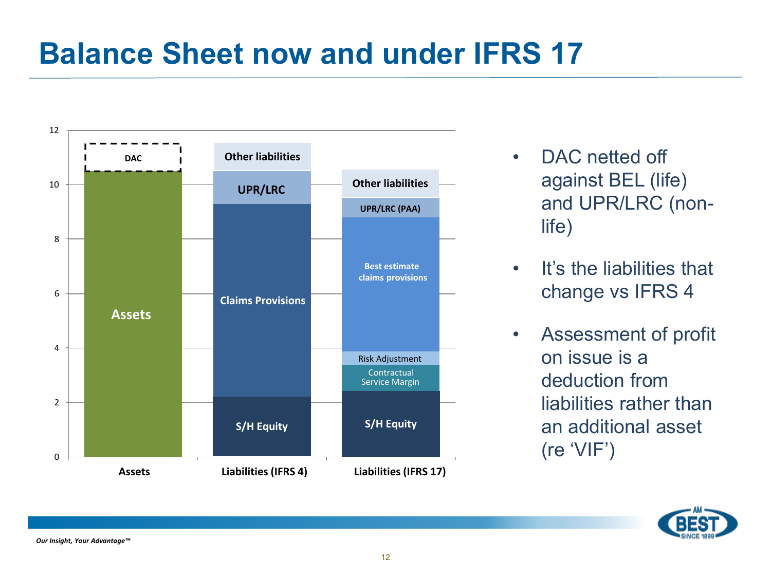# Balance Sheet now and under IFRS 17

| | Assets | Liabilities (IFRS 4) | Liabilities (IFRS 17) |
|---|---|---|---|
| Top | DAC | Other liabilities | Other liabilities |
| | Assets | UPR/LRC | UPR/LRC (PAA) |
| | | Claims Provisions | Best estimate claims provisions |
| | | | Risk Adjustment |
| | | | Contractual Service Margin |
| Bottom | | S/H Equity | S/H Equity |

- DAC netted off against BEL (life) and UPR/LRC (non-life)
- It's the liabilities that change vs IFRS 4
- Assessment of profit on issue is a deduction from liabilities rather than an additional asset (re 'VIF')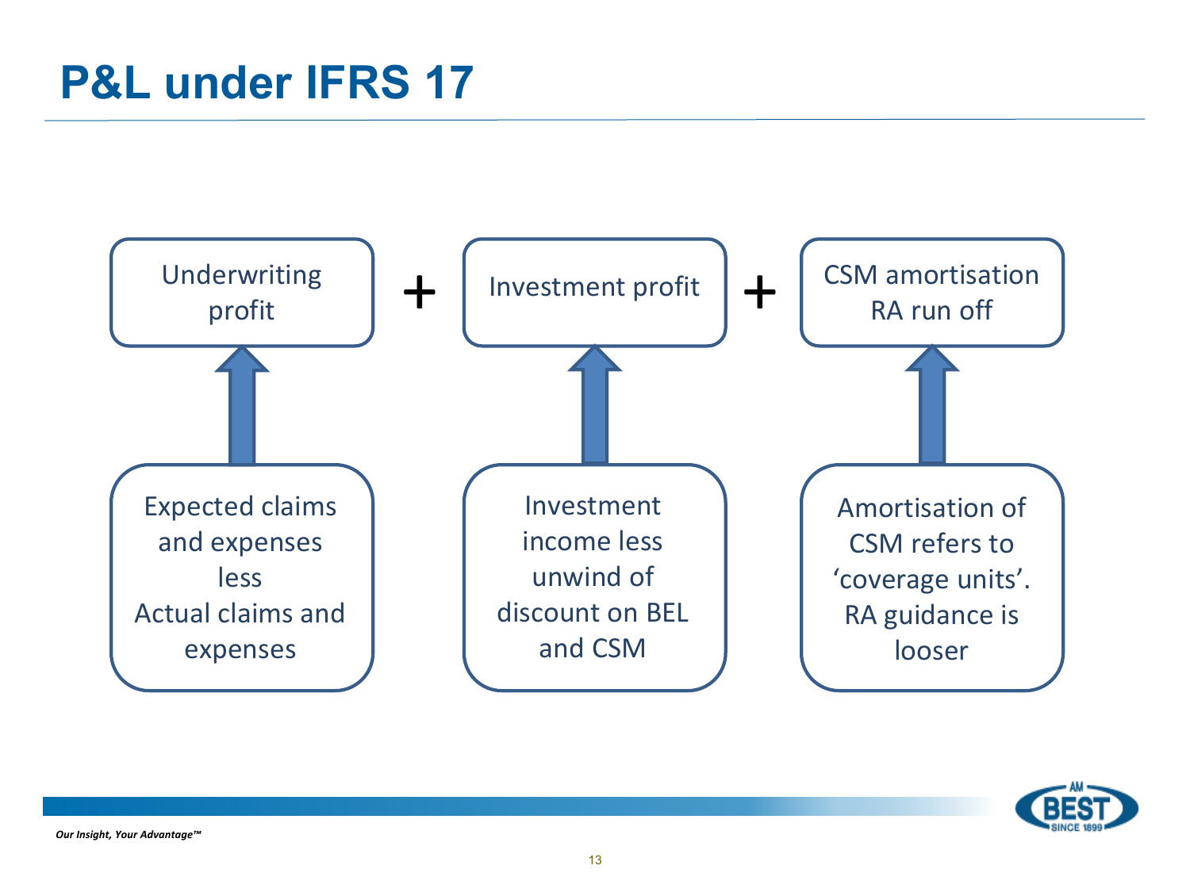# P&L under IFRS 17

Underwriting profit + Investment profit + CSM amortisation RA run off

- **Underwriting profit**: Expected claims and expenses less Actual claims and expenses
- **Investment profit**: Investment income less unwind of discount on BEL and CSM
- **CSM amortisation RA run off**: Amortisation of CSM refers to 'coverage units'. RA guidance is looser

*Our Insight, Your Advantage™*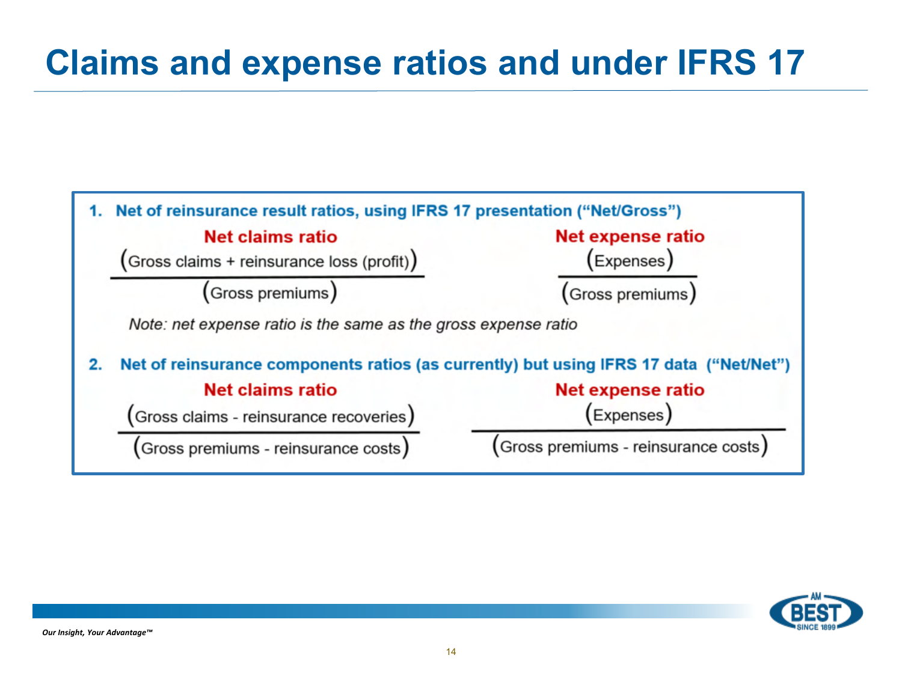# Claims and expense ratios and under IFRS 17

**1. Net of reinsurance result ratios, using IFRS 17 presentation ("Net/Gross")**

**Net claims ratio**

$$\frac{(\text{Gross claims} + \text{reinsurance loss (profit)})}{(\text{Gross premiums})}$$

**Net expense ratio**

$$\frac{(\text{Expenses})}{(\text{Gross premiums})}$$

*Note: net expense ratio is the same as the gross expense ratio*

**2. Net of reinsurance components ratios (as currently) but using IFRS 17 data ("Net/Net")**

**Net claims ratio**

$$\frac{(\text{Gross claims} - \text{reinsurance recoveries})}{(\text{Gross premiums} - \text{reinsurance costs})}$$

**Net expense ratio**

$$\frac{(\text{Expenses})}{(\text{Gross premiums} - \text{reinsurance costs})}$$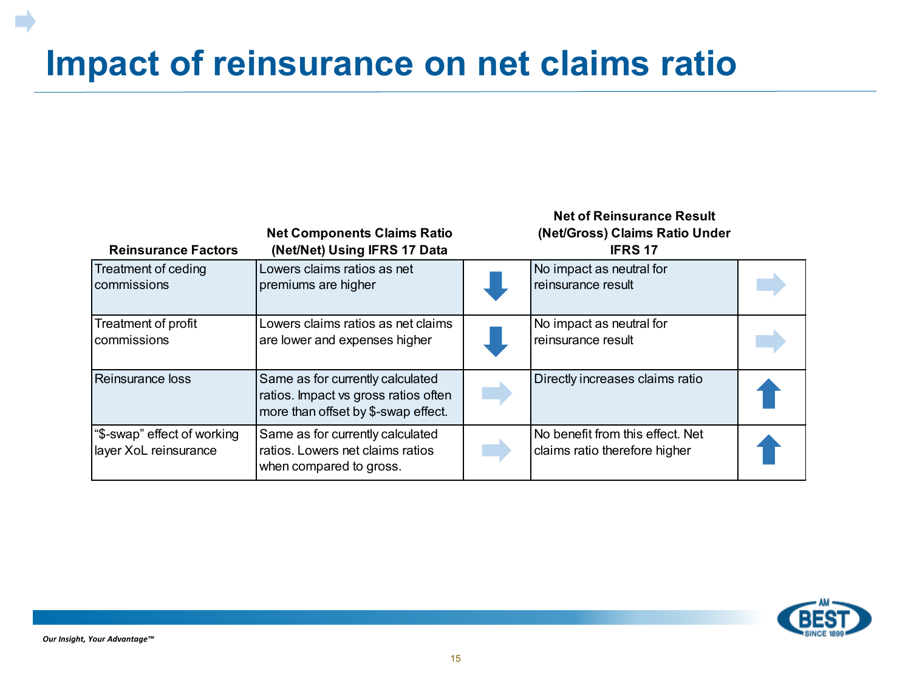# Impact of reinsurance on net claims ratio

| Reinsurance Factors | Net Components Claims Ratio (Net/Net) Using IFRS 17 Data | | Net of Reinsurance Result (Net/Gross) Claims Ratio Under IFRS 17 | |
|---|---|---|---|---|
| Treatment of ceding commissions | Lowers claims ratios as net premiums are higher | ↓ | No impact as neutral for reinsurance result | → |
| Treatment of profit commissions | Lowers claims ratios as net claims are lower and expenses higher | ↓ | No impact as neutral for reinsurance result | → |
| Reinsurance loss | Same as for currently calculated ratios. Impact vs gross ratios often more than offset by $-swap effect. | → | Directly increases claims ratio | ↑ |
| "$-swap" effect of working layer XoL reinsurance | Same as for currently calculated ratios. Lowers net claims ratios when compared to gross. | → | No benefit from this effect. Net claims ratio therefore higher | ↑ |

*Our Insight, Your Advantage™*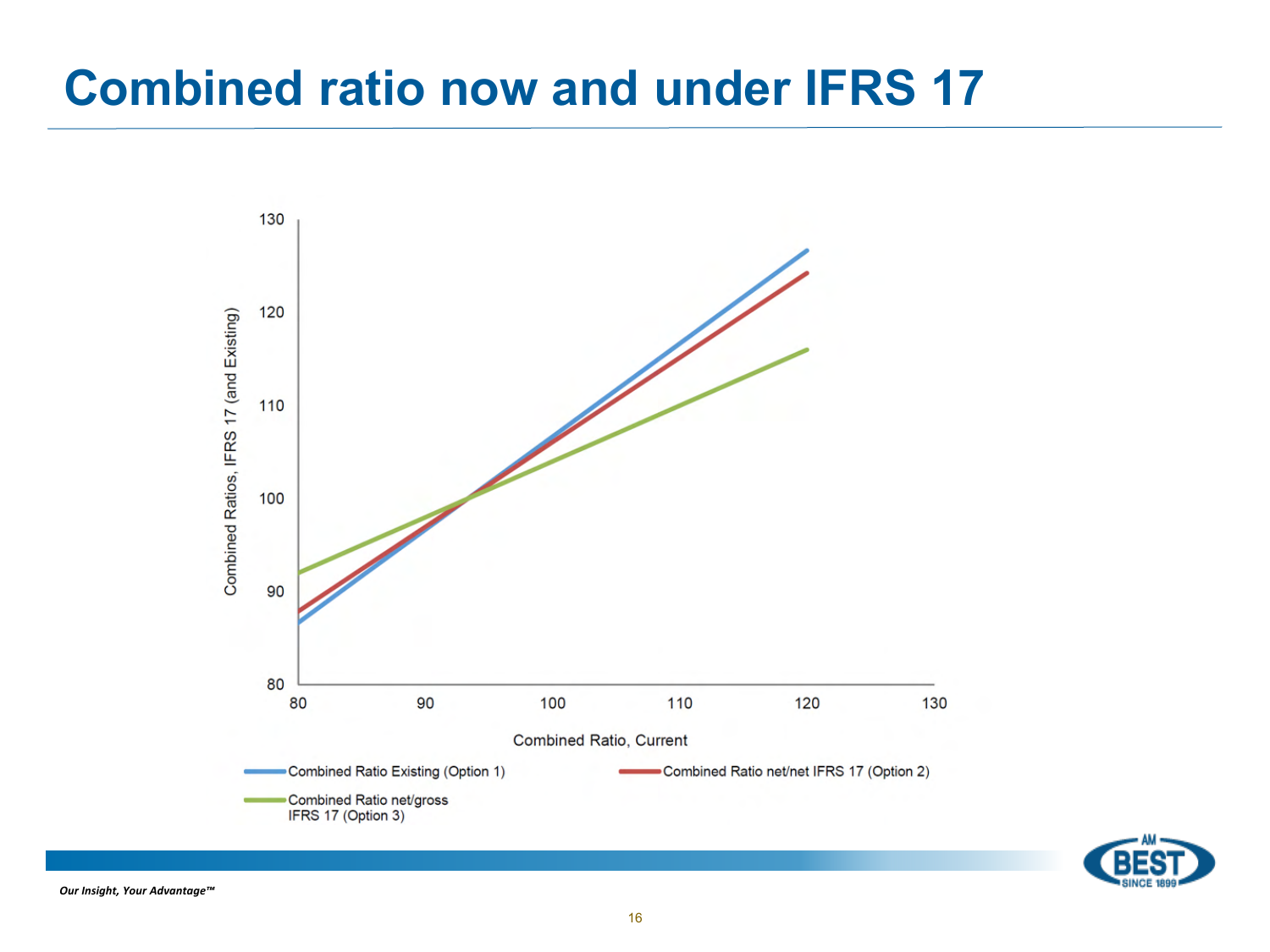# Combined ratio now and under IFRS 17

Combined Ratios, IFRS 17 (and Existing)

Combined Ratio, Current

- Combined Ratio Existing (Option 1)
- Combined Ratio net/net IFRS 17 (Option 2)
- Combined Ratio net/gross IFRS 17 (Option 3)

*Our Insight, Your Advantage™*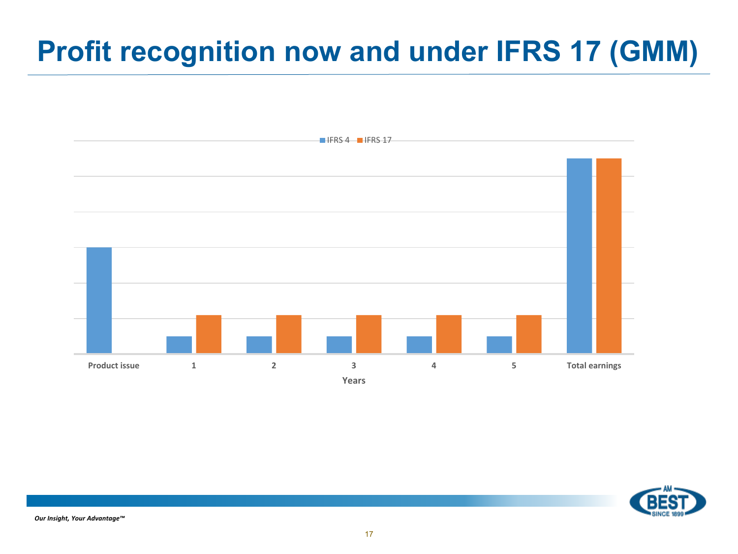# Profit recognition now and under IFRS 17 (GMM)

IFRS 4 | IFRS 17

Product issue | 1 | 2 | 3 | 4 | 5 | Total earnings

Years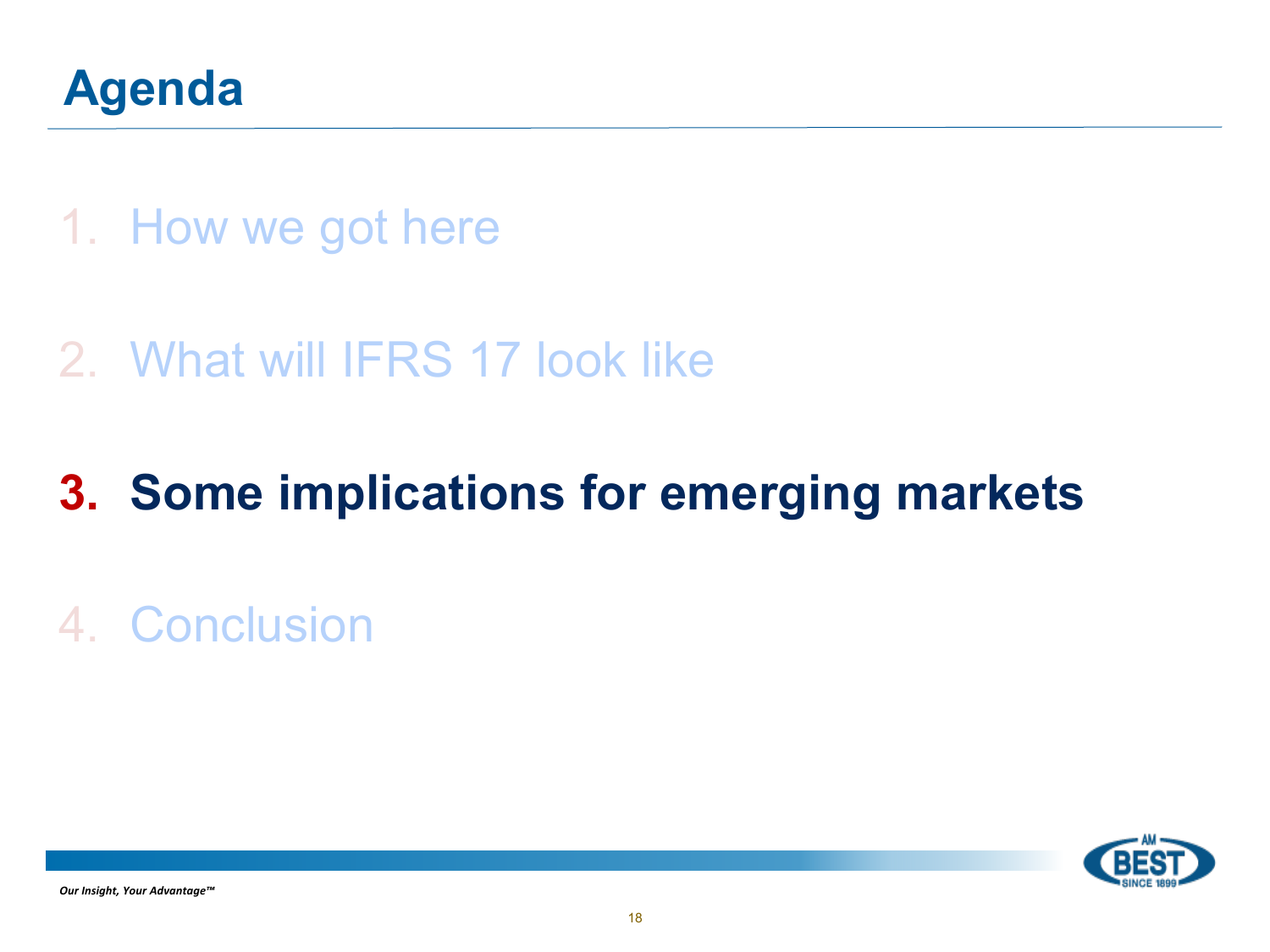# Agenda

1. How we got here

2. What will IFRS 17 look like

3. **Some implications for emerging markets**

4. Conclusion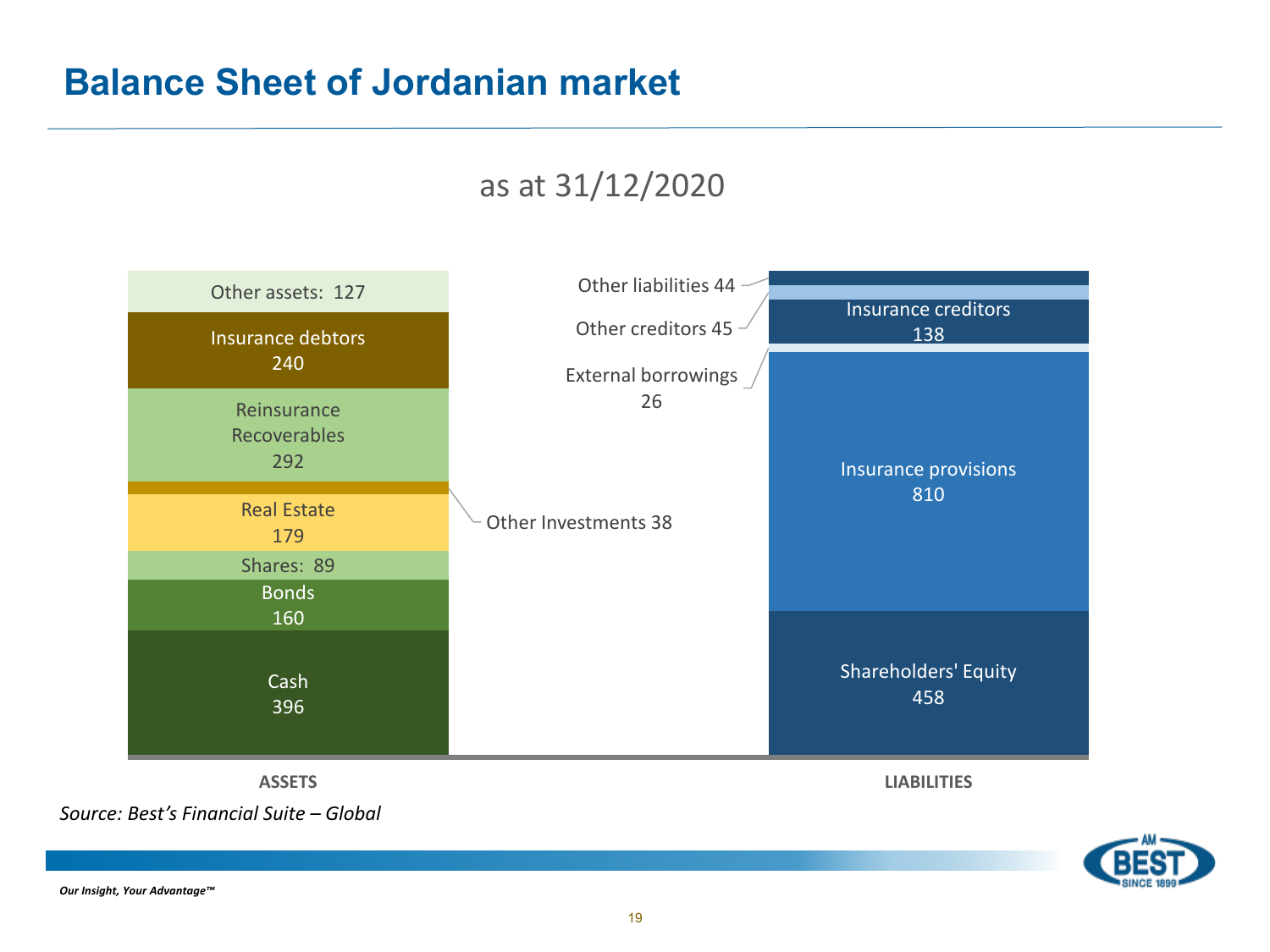# Balance Sheet of Jordanian market

as at 31/12/2020

| ASSETS | |
| --- | --- |
| Other assets | 127 |
| Insurance debtors | 240 |
| Reinsurance Recoverables | 292 |
| Other Investments | 38 |
| Real Estate | 179 |
| Shares | 89 |
| Bonds | 160 |
| Cash | 396 |

| LIABILITIES | |
| --- | --- |
| Other liabilities | 44 |
| Other creditors | 45 |
| Insurance creditors | 138 |
| External borrowings | 26 |
| Insurance provisions | 810 |
| Shareholders' Equity | 458 |

*Source: Best's Financial Suite – Global*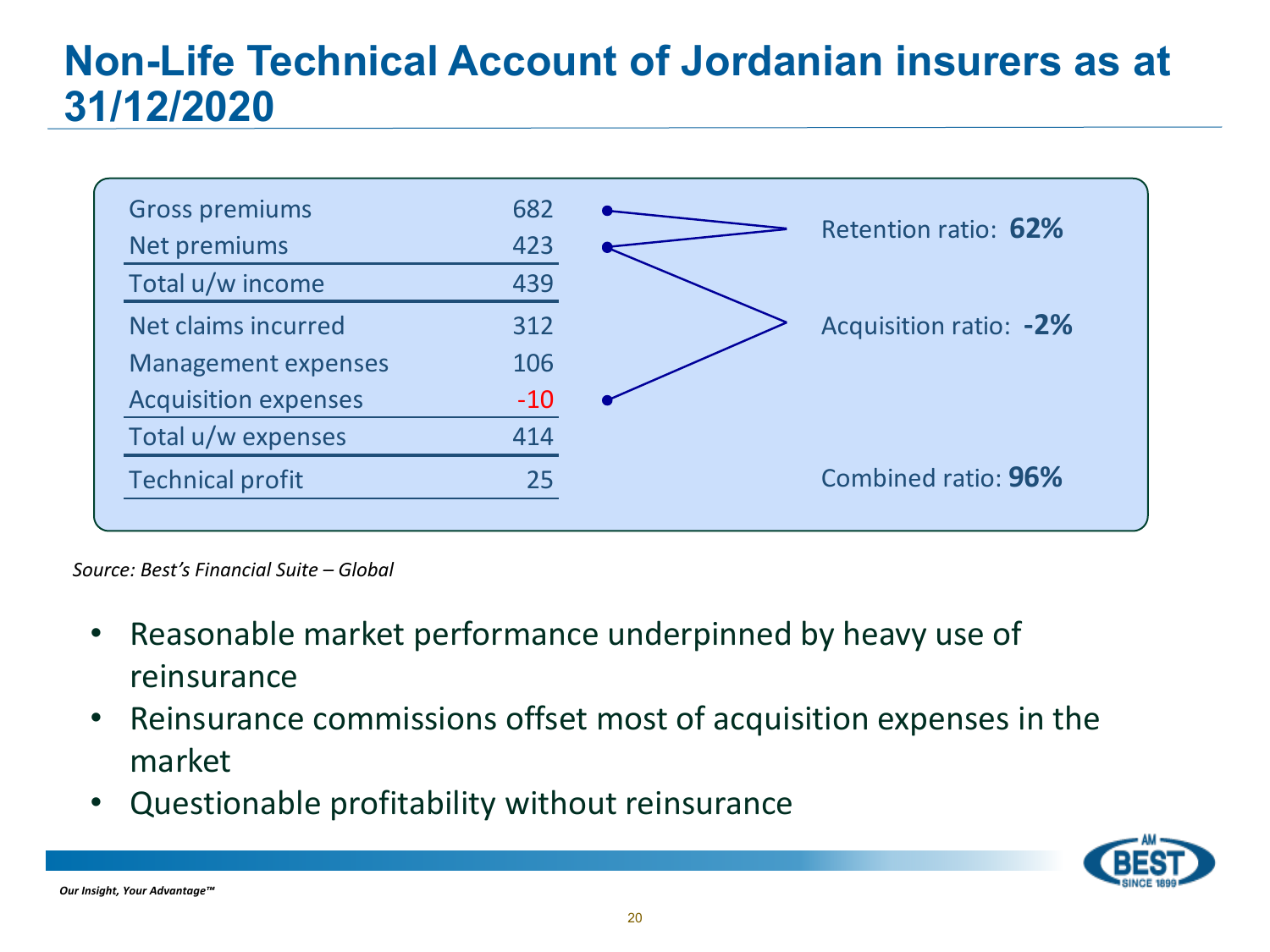# Non-Life Technical Account of Jordanian insurers as at 31/12/2020

| | |
|---|---|
| Gross premiums | 682 |
| Net premiums | 423 |
| Total u/w income | 439 |
| Net claims incurred | 312 |
| Management expenses | 106 |
| Acquisition expenses | -10 |
| Total u/w expenses | 414 |
| Technical profit | 25 |

Retention ratio: **62%**

Acquisition ratio: **-2%**

Combined ratio: **96%**

*Source: Best's Financial Suite – Global*

- Reasonable market performance underpinned by heavy use of reinsurance
- Reinsurance commissions offset most of acquisition expenses in the market
- Questionable profitability without reinsurance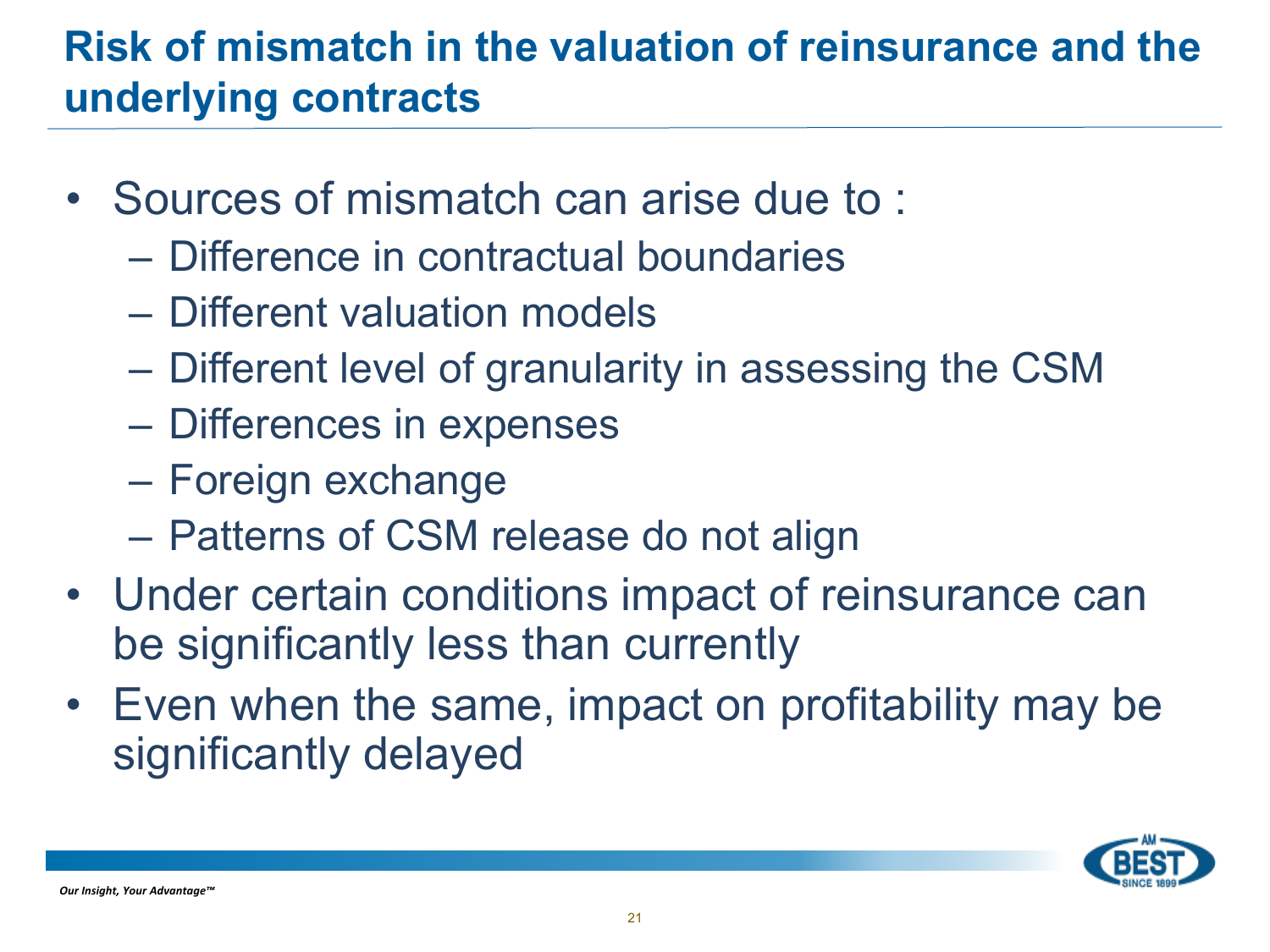# Risk of mismatch in the valuation of reinsurance and the underlying contracts

- Sources of mismatch can arise due to :
  - Difference in contractual boundaries
  - Different valuation models
  - Different level of granularity in assessing the CSM
  - Differences in expenses
  - Foreign exchange
  - Patterns of CSM release do not align
- Under certain conditions impact of reinsurance can be significantly less than currently
- Even when the same, impact on profitability may be significantly delayed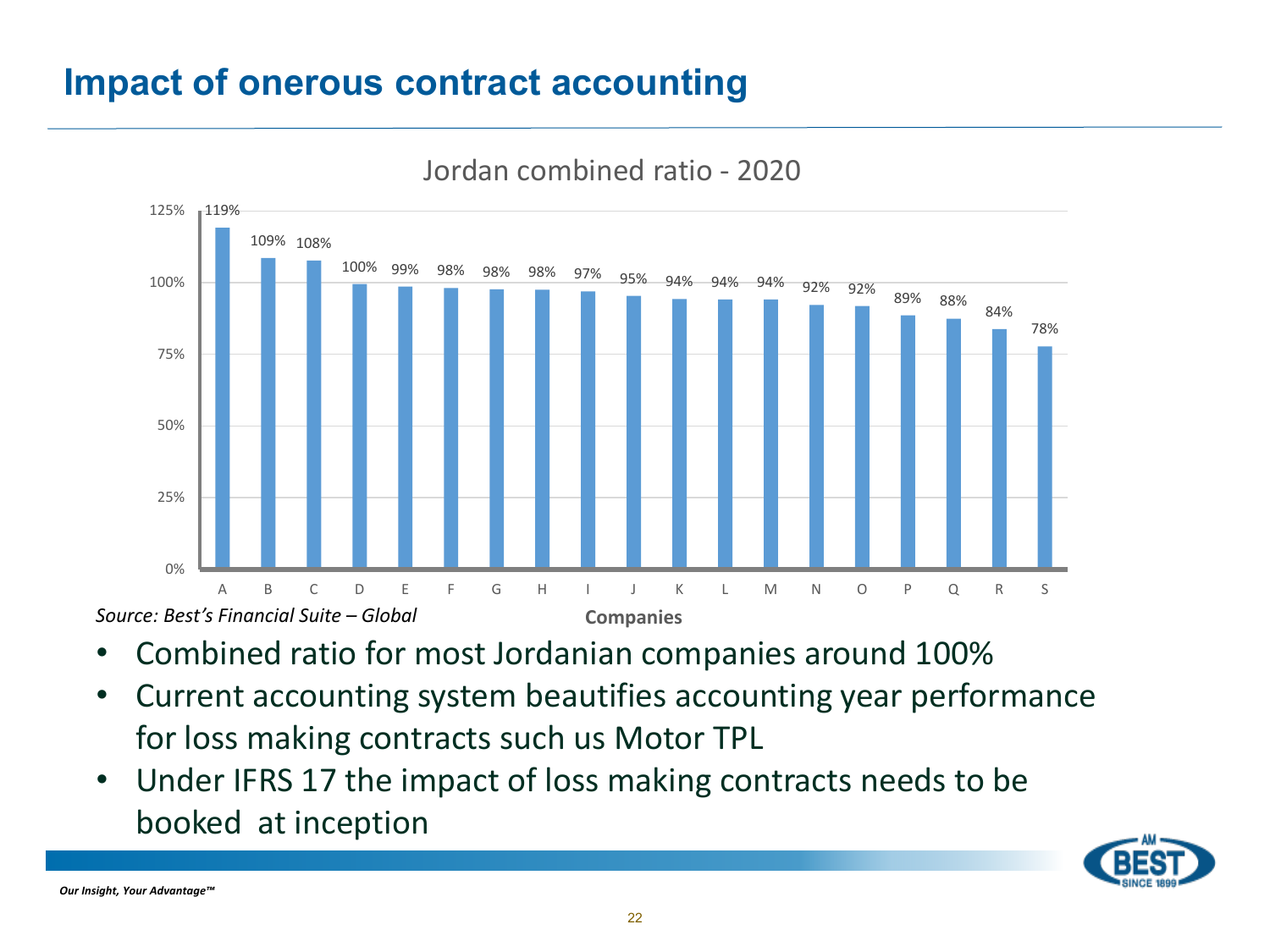# Impact of onerous contract accounting

Jordan combined ratio - 2020

| Companies | A | B | C | D | E | F | G | H | I | J | K | L | M | N | O | P | Q | R | S |
|---|---|---|---|---|---|---|---|---|---|---|---|---|---|---|---|---|---|---|---|
| Combined ratio | 119% | 109% | 108% | 100% | 99% | 98% | 98% | 98% | 97% | 95% | 94% | 94% | 94% | 92% | 92% | 89% | 88% | 84% | 78% |

*Source: Best's Financial Suite – Global*

- Combined ratio for most Jordanian companies around 100%
- Current accounting system beautifies accounting year performance for loss making contracts such us Motor TPL
- Under IFRS 17 the impact of loss making contracts needs to be booked at inception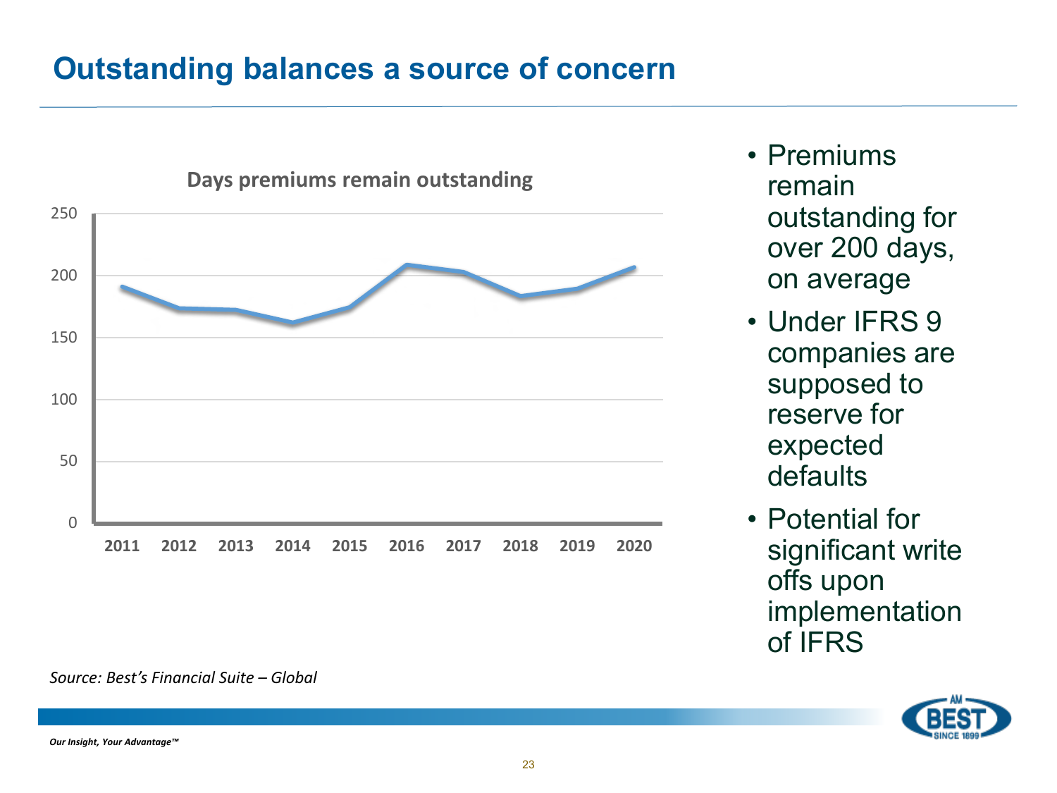# Outstanding balances a source of concern

**Days premiums remain outstanding**

| Year | Days |
|---|---|
| 2011 | 250 |
| 2012 | 200 |
| 2013 | 150 |
| 2014 | 100 |
| 2015 | 50 |
| 2016 | 0 |

- Premiums remain outstanding for over 200 days, on average
- Under IFRS 9 companies are supposed to reserve for expected defaults
- Potential for significant write offs upon implementation of IFRS

*Source: Best's Financial Suite – Global*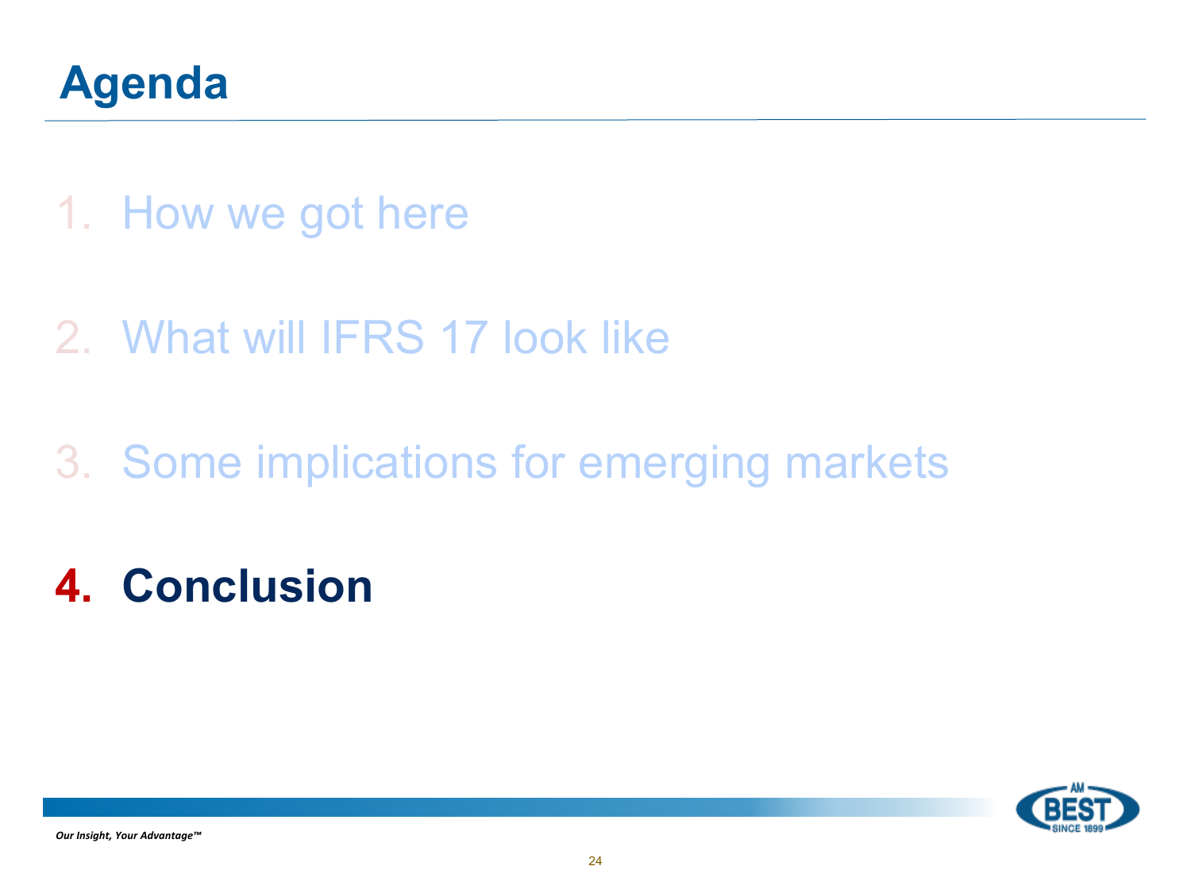# Agenda

1. How we got here

2. What will IFRS 17 look like

3. Some implications for emerging markets

4. **Conclusion**

*Our Insight, Your Advantage™*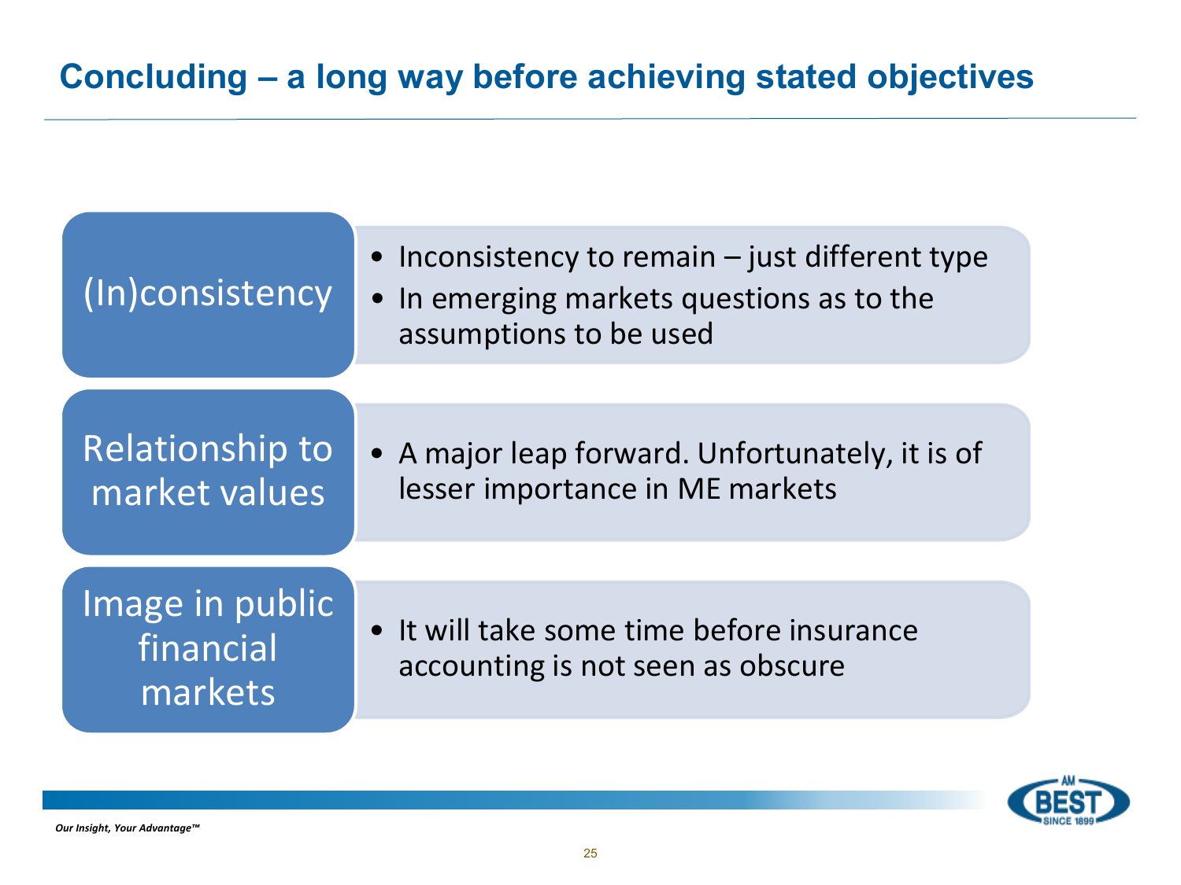# Concluding – a long way before achieving stated objectives

| | |
|---|---|
| (In)consistency | • Inconsistency to remain – just different type<br>• In emerging markets questions as to the assumptions to be used |
| Relationship to market values | • A major leap forward. Unfortunately, it is of lesser importance in ME markets |
| Image in public financial markets | • It will take some time before insurance accounting is not seen as obscure |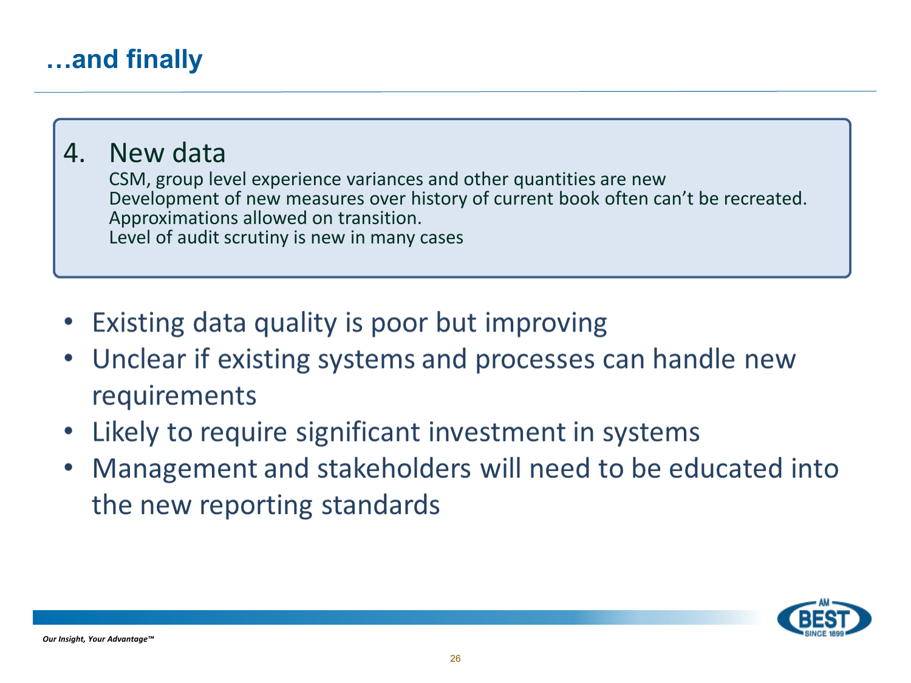# …and finally

4. New data

   CSM, group level experience variances and other quantities are new
   Development of new measures over history of current book often can't be recreated.
   Approximations allowed on transition.
   Level of audit scrutiny is new in many cases

- Existing data quality is poor but improving
- Unclear if existing systems and processes can handle new requirements
- Likely to require significant investment in systems
- Management and stakeholders will need to be educated into the new reporting standards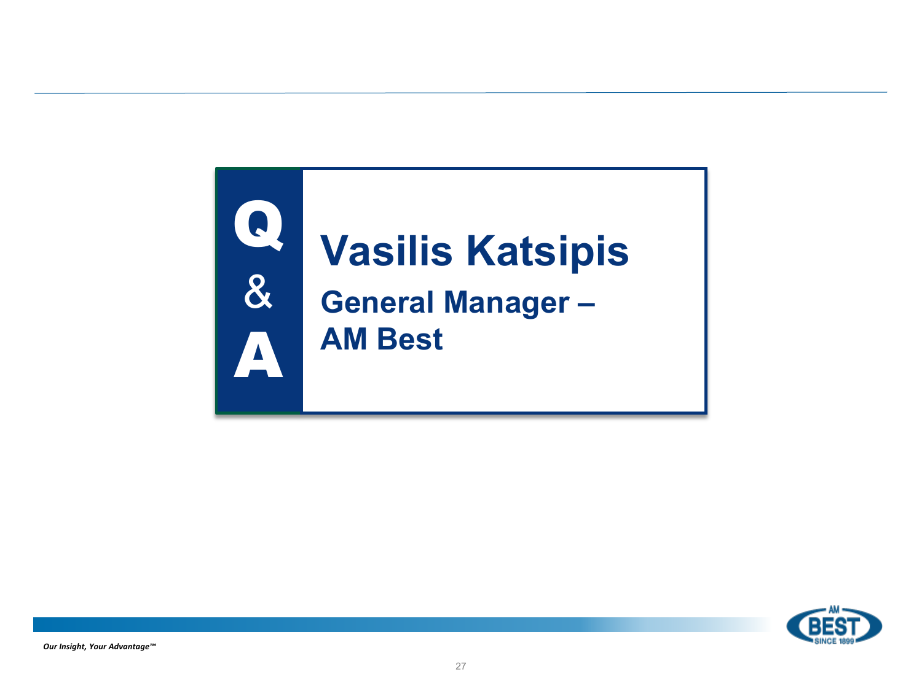Q & A

# Vasilis Katsipis

## General Manager – AM Best

*Our Insight, Your Advantage™*